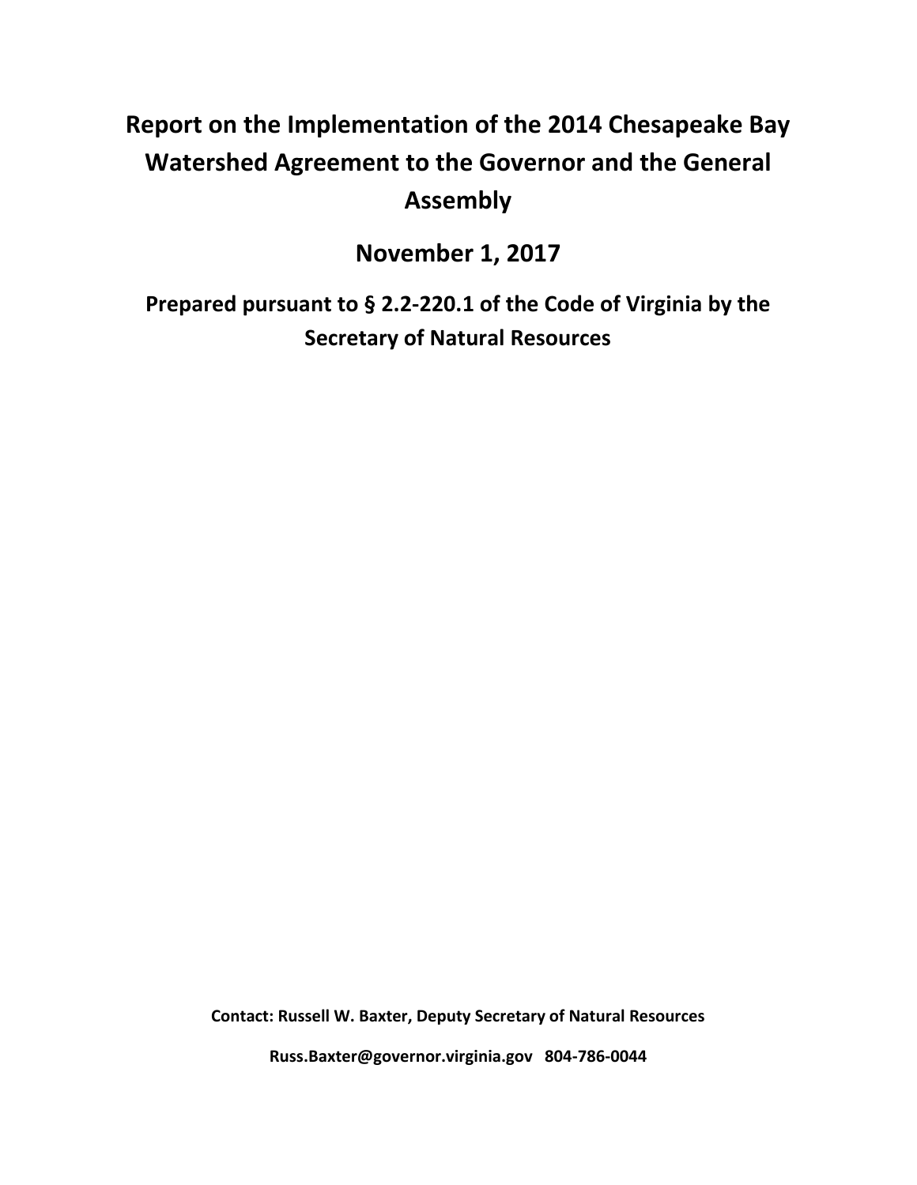# Report on the Implementation of the 2014 Chesapeake Bay Watershed Agreement to the Governor and the General Assembly

## November 1, 2017

### Prepared pursuant to § 2.2-220.1 of the Code of Virginia by the Secretary of Natural Resources

**Contact: Russell W. Baxter, Deputy Secretary of Natural Resources**

**Russ.Baxter@governor.virginia.gov 804-786-0044**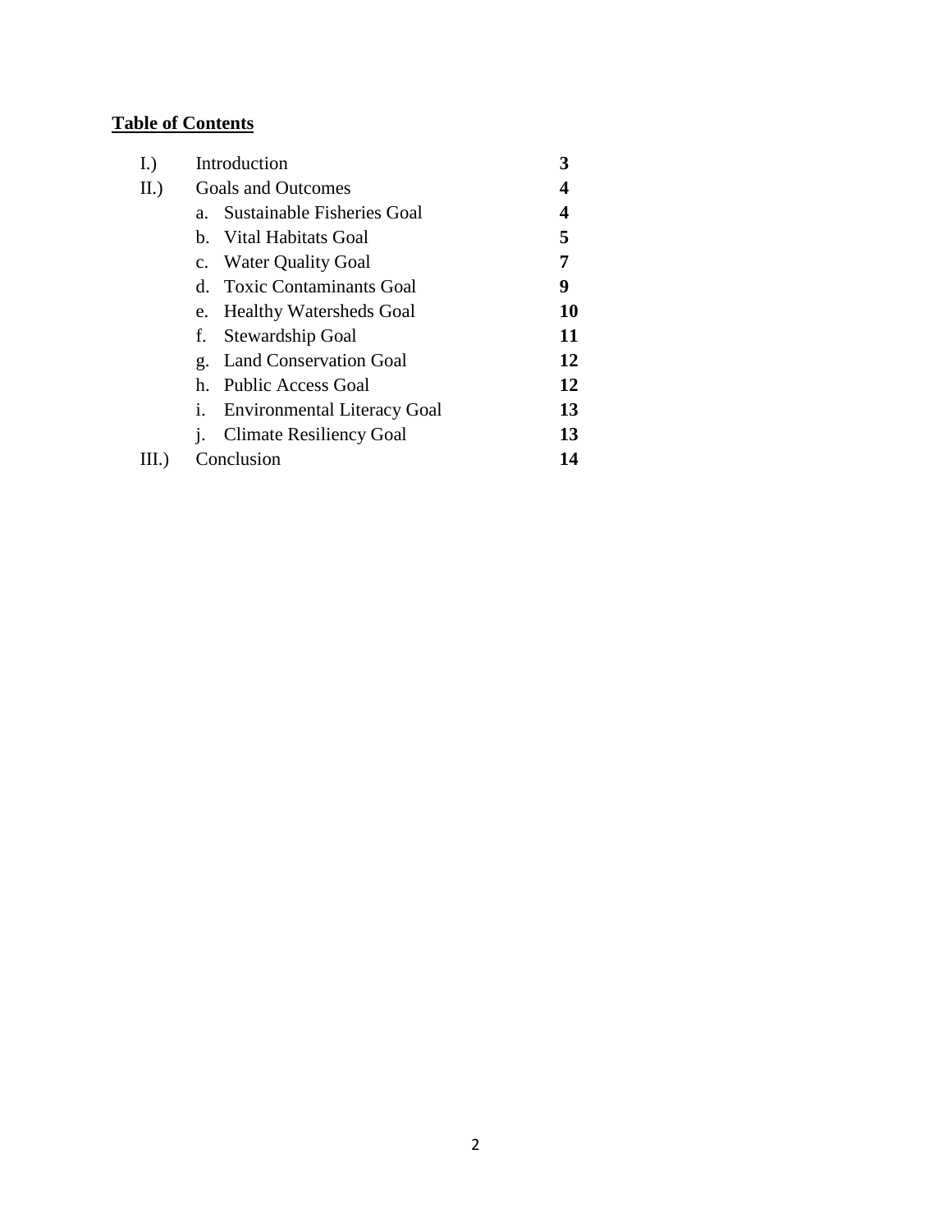**Table of Contents**

| | | |
|---|---|---|
| I.) | Introduction | **3** |
| II.) | Goals and Outcomes | **4** |
| | a. Sustainable Fisheries Goal | **4** |
| | b. Vital Habitats Goal | **5** |
| | c. Water Quality Goal | **7** |
| | d. Toxic Contaminants Goal | **9** |
| | e. Healthy Watersheds Goal | **10** |
| | f. Stewardship Goal | **11** |
| | g. Land Conservation Goal | **12** |
| | h. Public Access Goal | **12** |
| | i. Environmental Literacy Goal | **13** |
| | j. Climate Resiliency Goal | **13** |
| III.) | Conclusion | **14** |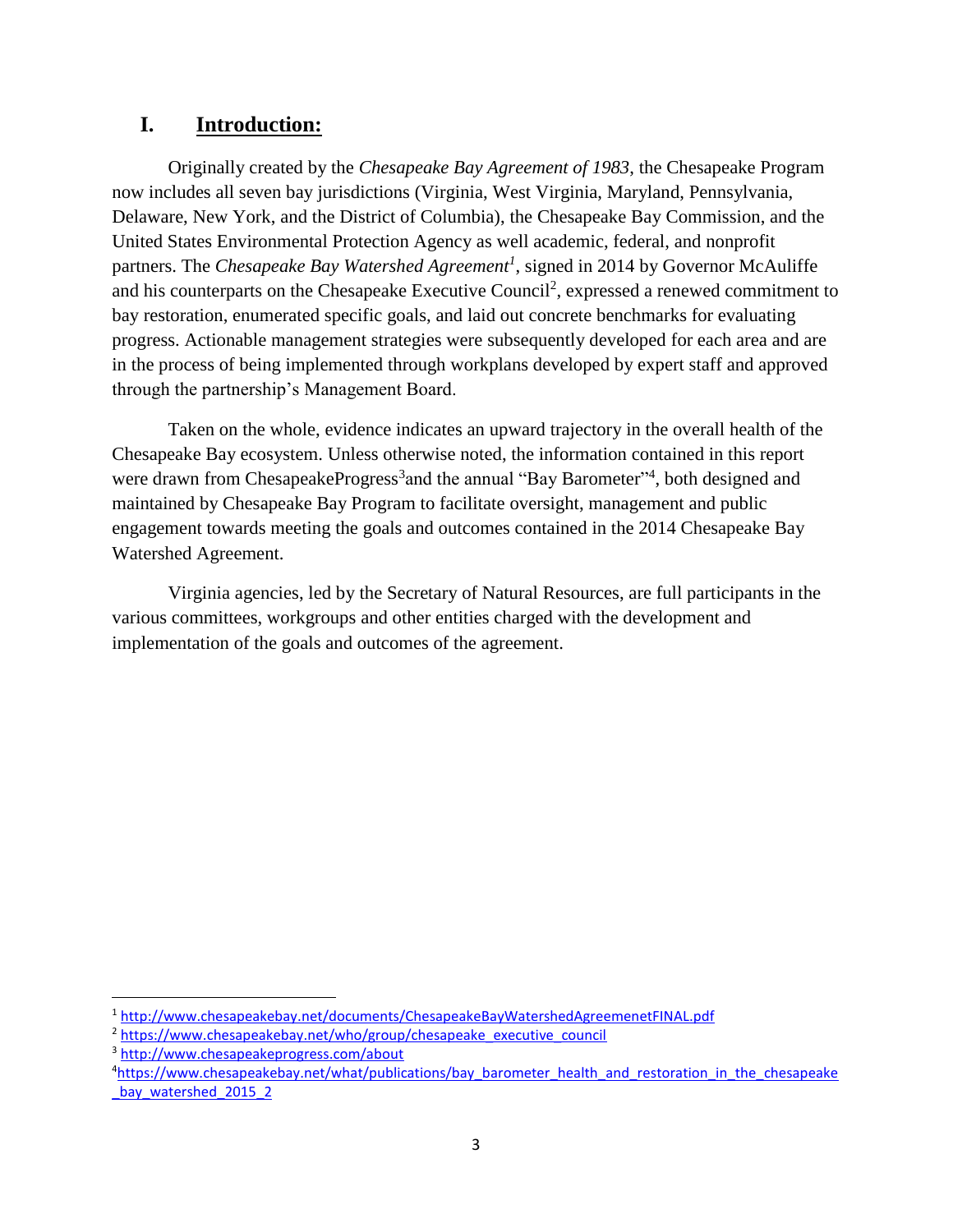## I. Introduction:

Originally created by the *Chesapeake Bay Agreement of 1983*, the Chesapeake Program now includes all seven bay jurisdictions (Virginia, West Virginia, Maryland, Pennsylvania, Delaware, New York, and the District of Columbia), the Chesapeake Bay Commission, and the United States Environmental Protection Agency as well academic, federal, and nonprofit partners. The *Chesapeake Bay Watershed Agreement*[1], signed in 2014 by Governor McAuliffe and his counterparts on the Chesapeake Executive Council[2], expressed a renewed commitment to bay restoration, enumerated specific goals, and laid out concrete benchmarks for evaluating progress. Actionable management strategies were subsequently developed for each area and are in the process of being implemented through workplans developed by expert staff and approved through the partnership's Management Board.

Taken on the whole, evidence indicates an upward trajectory in the overall health of the Chesapeake Bay ecosystem. Unless otherwise noted, the information contained in this report were drawn from ChesapeakeProgress[3]and the annual "Bay Barometer"[4], both designed and maintained by Chesapeake Bay Program to facilitate oversight, management and public engagement towards meeting the goals and outcomes contained in the 2014 Chesapeake Bay Watershed Agreement.

Virginia agencies, led by the Secretary of Natural Resources, are full participants in the various committees, workgroups and other entities charged with the development and implementation of the goals and outcomes of the agreement.

---

[1] http://www.chesapeakebay.net/documents/ChesapeakeBayWatershedAgreemenetFINAL.pdf

[2] https://www.chesapeakebay.net/who/group/chesapeake_executive_council

[3] http://www.chesapeakeprogress.com/about

[4] https://www.chesapeakebay.net/what/publications/bay_barometer_health_and_restoration_in_the_chesapeake_bay_watershed_2015_2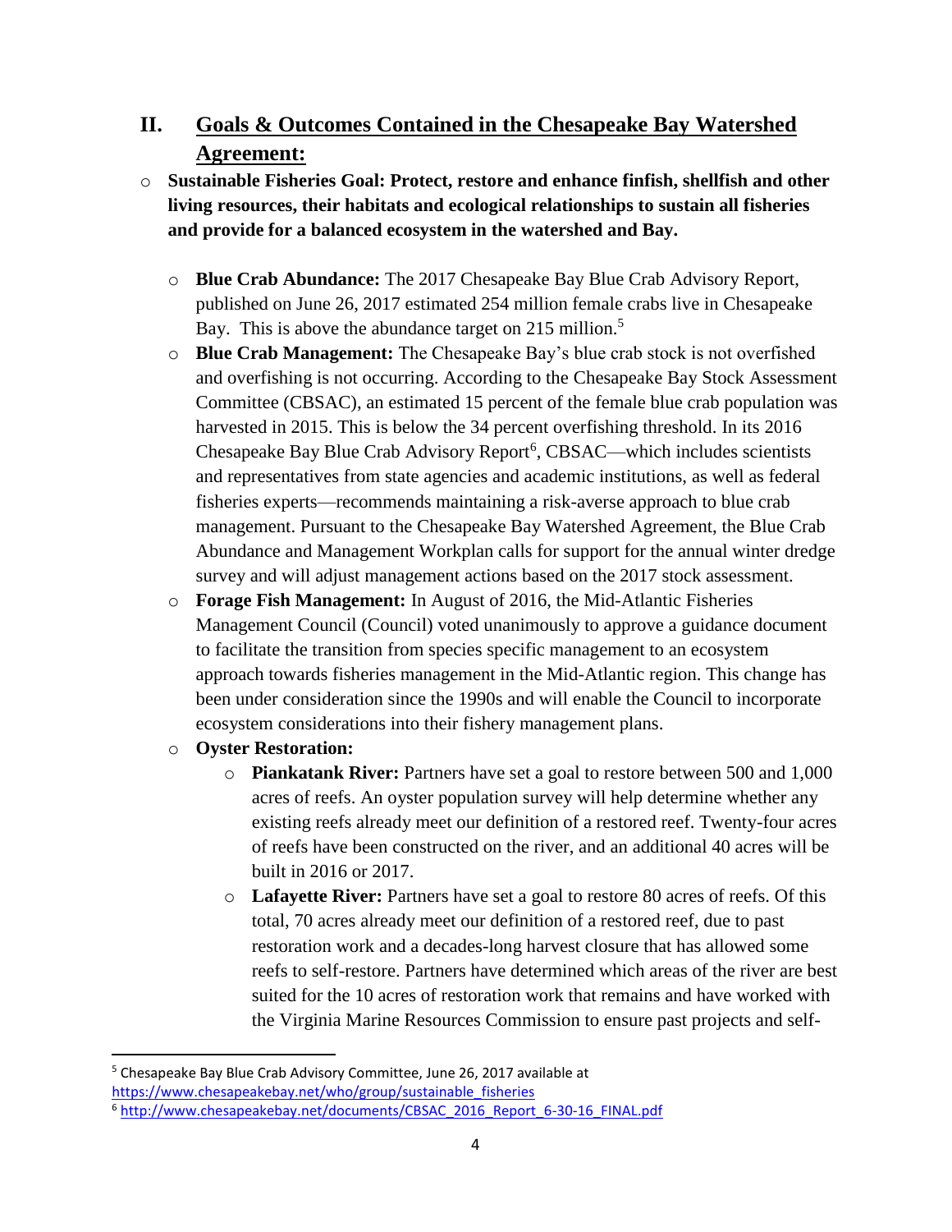## II. Goals & Outcomes Contained in the Chesapeake Bay Watershed Agreement:

- **Sustainable Fisheries Goal: Protect, restore and enhance finfish, shellfish and other living resources, their habitats and ecological relationships to sustain all fisheries and provide for a balanced ecosystem in the watershed and Bay.**
  - **Blue Crab Abundance:** The 2017 Chesapeake Bay Blue Crab Advisory Report, published on June 26, 2017 estimated 254 million female crabs live in Chesapeake Bay. This is above the abundance target on 215 million.[5]
  - **Blue Crab Management:** The Chesapeake Bay's blue crab stock is not overfished and overfishing is not occurring. According to the Chesapeake Bay Stock Assessment Committee (CBSAC), an estimated 15 percent of the female blue crab population was harvested in 2015. This is below the 34 percent overfishing threshold. In its 2016 Chesapeake Bay Blue Crab Advisory Report[6], CBSAC—which includes scientists and representatives from state agencies and academic institutions, as well as federal fisheries experts—recommends maintaining a risk-averse approach to blue crab management. Pursuant to the Chesapeake Bay Watershed Agreement, the Blue Crab Abundance and Management Workplan calls for support for the annual winter dredge survey and will adjust management actions based on the 2017 stock assessment.
  - **Forage Fish Management:** In August of 2016, the Mid-Atlantic Fisheries Management Council (Council) voted unanimously to approve a guidance document to facilitate the transition from species specific management to an ecosystem approach towards fisheries management in the Mid-Atlantic region. This change has been under consideration since the 1990s and will enable the Council to incorporate ecosystem considerations into their fishery management plans.
  - **Oyster Restoration:**
    - **Piankatank River:** Partners have set a goal to restore between 500 and 1,000 acres of reefs. An oyster population survey will help determine whether any existing reefs already meet our definition of a restored reef. Twenty-four acres of reefs have been constructed on the river, and an additional 40 acres will be built in 2016 or 2017.
    - **Lafayette River:** Partners have set a goal to restore 80 acres of reefs. Of this total, 70 acres already meet our definition of a restored reef, due to past restoration work and a decades-long harvest closure that has allowed some reefs to self-restore. Partners have determined which areas of the river are best suited for the 10 acres of restoration work that remains and have worked with the Virginia Marine Resources Commission to ensure past projects and self-

---

[5] Chesapeake Bay Blue Crab Advisory Committee, June 26, 2017 available at https://www.chesapeakebay.net/who/group/sustainable_fisheries

[6] http://www.chesapeakebay.net/documents/CBSAC_2016_Report_6-30-16_FINAL.pdf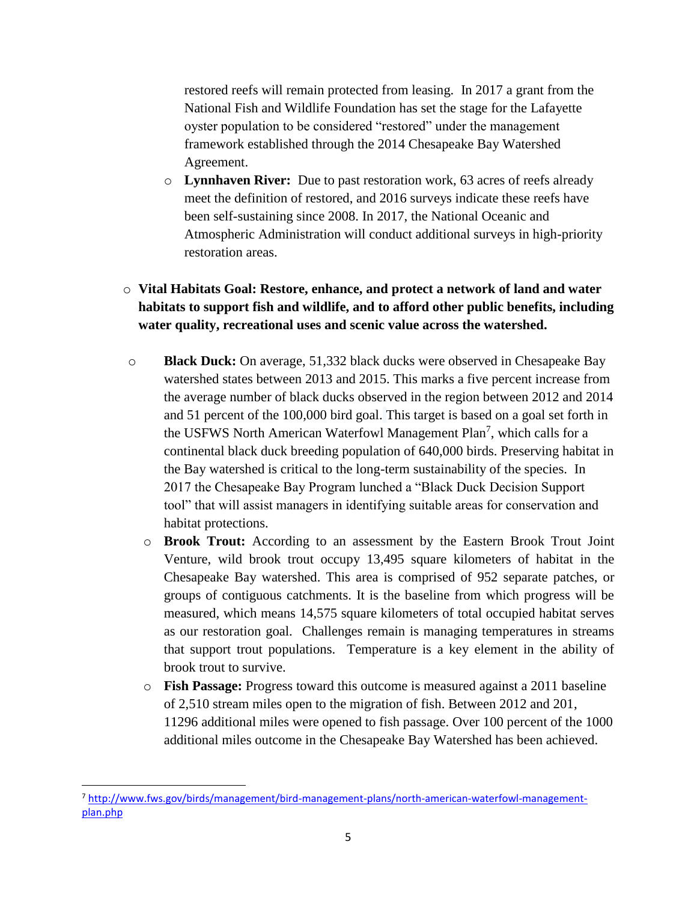restored reefs will remain protected from leasing. In 2017 a grant from the National Fish and Wildlife Foundation has set the stage for the Lafayette oyster population to be considered "restored" under the management framework established through the 2014 Chesapeake Bay Watershed Agreement.

- **Lynnhaven River:** Due to past restoration work, 63 acres of reefs already meet the definition of restored, and 2016 surveys indicate these reefs have been self-sustaining since 2008. In 2017, the National Oceanic and Atmospheric Administration will conduct additional surveys in high-priority restoration areas.

- **Vital Habitats Goal: Restore, enhance, and protect a network of land and water habitats to support fish and wildlife, and to afford other public benefits, including water quality, recreational uses and scenic value across the watershed.**

- **Black Duck:** On average, 51,332 black ducks were observed in Chesapeake Bay watershed states between 2013 and 2015. This marks a five percent increase from the average number of black ducks observed in the region between 2012 and 2014 and 51 percent of the 100,000 bird goal. This target is based on a goal set forth in the USFWS North American Waterfowl Management Plan[7], which calls for a continental black duck breeding population of 640,000 birds. Preserving habitat in the Bay watershed is critical to the long-term sustainability of the species. In 2017 the Chesapeake Bay Program lunched a "Black Duck Decision Support tool" that will assist managers in identifying suitable areas for conservation and habitat protections.
- **Brook Trout:** According to an assessment by the Eastern Brook Trout Joint Venture, wild brook trout occupy 13,495 square kilometers of habitat in the Chesapeake Bay watershed. This area is comprised of 952 separate patches, or groups of contiguous catchments. It is the baseline from which progress will be measured, which means 14,575 square kilometers of total occupied habitat serves as our restoration goal. Challenges remain is managing temperatures in streams that support trout populations. Temperature is a key element in the ability of brook trout to survive.
- **Fish Passage:** Progress toward this outcome is measured against a 2011 baseline of 2,510 stream miles open to the migration of fish. Between 2012 and 201, 11296 additional miles were opened to fish passage. Over 100 percent of the 1000 additional miles outcome in the Chesapeake Bay Watershed has been achieved.

---

[7] http://www.fws.gov/birds/management/bird-management-plans/north-american-waterfowl-management-plan.php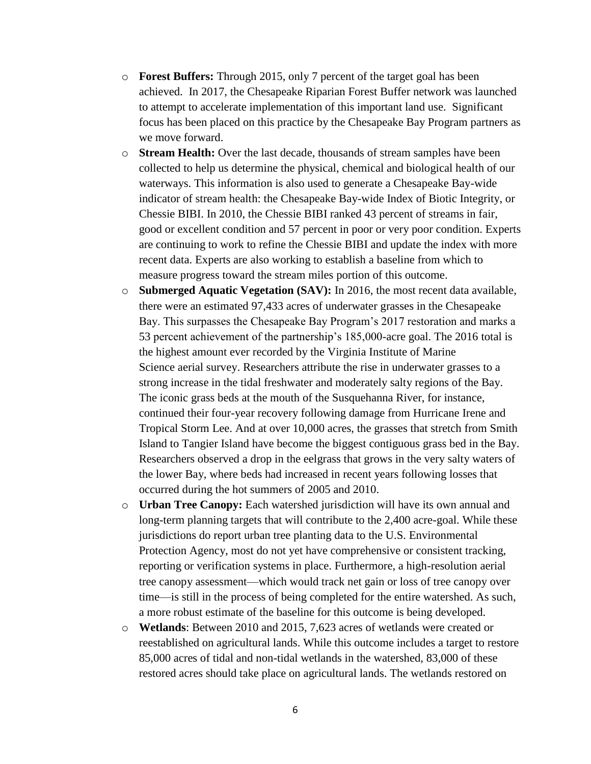- **Forest Buffers:** Through 2015, only 7 percent of the target goal has been achieved. In 2017, the Chesapeake Riparian Forest Buffer network was launched to attempt to accelerate implementation of this important land use. Significant focus has been placed on this practice by the Chesapeake Bay Program partners as we move forward.
- **Stream Health:** Over the last decade, thousands of stream samples have been collected to help us determine the physical, chemical and biological health of our waterways. This information is also used to generate a Chesapeake Bay-wide indicator of stream health: the Chesapeake Bay-wide Index of Biotic Integrity, or Chessie BIBI. In 2010, the Chessie BIBI ranked 43 percent of streams in fair, good or excellent condition and 57 percent in poor or very poor condition. Experts are continuing to work to refine the Chessie BIBI and update the index with more recent data. Experts are also working to establish a baseline from which to measure progress toward the stream miles portion of this outcome.
- **Submerged Aquatic Vegetation (SAV):** In 2016, the most recent data available, there were an estimated 97,433 acres of underwater grasses in the Chesapeake Bay. This surpasses the Chesapeake Bay Program's 2017 restoration and marks a 53 percent achievement of the partnership's 185,000-acre goal. The 2016 total is the highest amount ever recorded by the Virginia Institute of Marine Science aerial survey. Researchers attribute the rise in underwater grasses to a strong increase in the tidal freshwater and moderately salty regions of the Bay. The iconic grass beds at the mouth of the Susquehanna River, for instance, continued their four-year recovery following damage from Hurricane Irene and Tropical Storm Lee. And at over 10,000 acres, the grasses that stretch from Smith Island to Tangier Island have become the biggest contiguous grass bed in the Bay. Researchers observed a drop in the eelgrass that grows in the very salty waters of the lower Bay, where beds had increased in recent years following losses that occurred during the hot summers of 2005 and 2010.
- **Urban Tree Canopy:** Each watershed jurisdiction will have its own annual and long-term planning targets that will contribute to the 2,400 acre-goal. While these jurisdictions do report urban tree planting data to the U.S. Environmental Protection Agency, most do not yet have comprehensive or consistent tracking, reporting or verification systems in place. Furthermore, a high-resolution aerial tree canopy assessment—which would track net gain or loss of tree canopy over time—is still in the process of being completed for the entire watershed. As such, a more robust estimate of the baseline for this outcome is being developed.
- **Wetlands**: Between 2010 and 2015, 7,623 acres of wetlands were created or reestablished on agricultural lands. While this outcome includes a target to restore 85,000 acres of tidal and non-tidal wetlands in the watershed, 83,000 of these restored acres should take place on agricultural lands. The wetlands restored on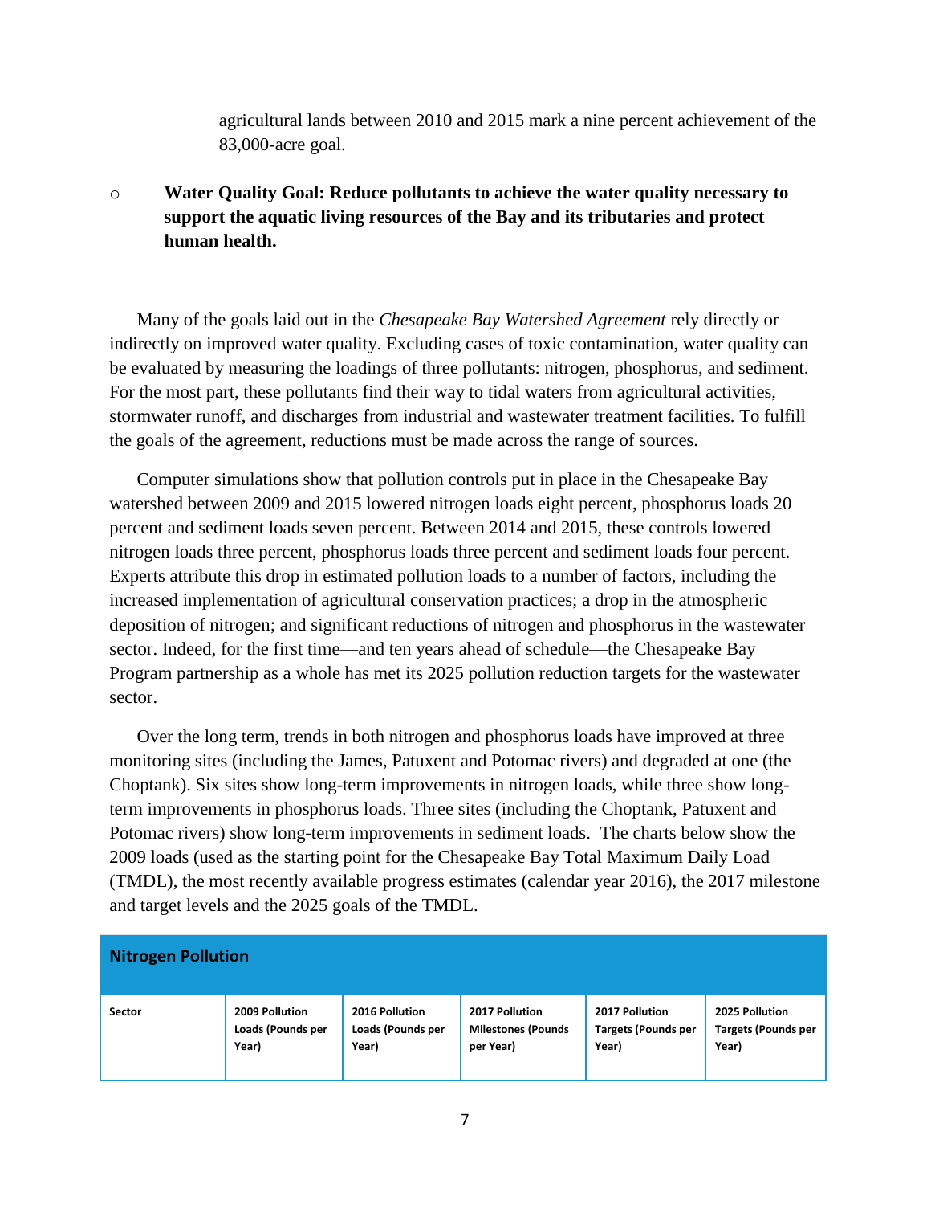agricultural lands between 2010 and 2015 mark a nine percent achievement of the 83,000-acre goal.

- **Water Quality Goal: Reduce pollutants to achieve the water quality necessary to support the aquatic living resources of the Bay and its tributaries and protect human health.**

Many of the goals laid out in the *Chesapeake Bay Watershed Agreement* rely directly or indirectly on improved water quality. Excluding cases of toxic contamination, water quality can be evaluated by measuring the loadings of three pollutants: nitrogen, phosphorus, and sediment. For the most part, these pollutants find their way to tidal waters from agricultural activities, stormwater runoff, and discharges from industrial and wastewater treatment facilities. To fulfill the goals of the agreement, reductions must be made across the range of sources.

Computer simulations show that pollution controls put in place in the Chesapeake Bay watershed between 2009 and 2015 lowered nitrogen loads eight percent, phosphorus loads 20 percent and sediment loads seven percent. Between 2014 and 2015, these controls lowered nitrogen loads three percent, phosphorus loads three percent and sediment loads four percent. Experts attribute this drop in estimated pollution loads to a number of factors, including the increased implementation of agricultural conservation practices; a drop in the atmospheric deposition of nitrogen; and significant reductions of nitrogen and phosphorus in the wastewater sector. Indeed, for the first time—and ten years ahead of schedule—the Chesapeake Bay Program partnership as a whole has met its 2025 pollution reduction targets for the wastewater sector.

Over the long term, trends in both nitrogen and phosphorus loads have improved at three monitoring sites (including the James, Patuxent and Potomac rivers) and degraded at one (the Choptank). Six sites show long-term improvements in nitrogen loads, while three show long-term improvements in phosphorus loads. Three sites (including the Choptank, Patuxent and Potomac rivers) show long-term improvements in sediment loads. The charts below show the 2009 loads (used as the starting point for the Chesapeake Bay Total Maximum Daily Load (TMDL), the most recently available progress estimates (calendar year 2016), the 2017 milestone and target levels and the 2025 goals of the TMDL.

| **Nitrogen Pollution** | | | | | |
|---|---|---|---|---|---|
| **Sector** | **2009 Pollution Loads (Pounds per Year)** | **2016 Pollution Loads (Pounds per Year)** | **2017 Pollution Milestones (Pounds per Year)** | **2017 Pollution Targets (Pounds per Year)** | **2025 Pollution Targets (Pounds per Year)** |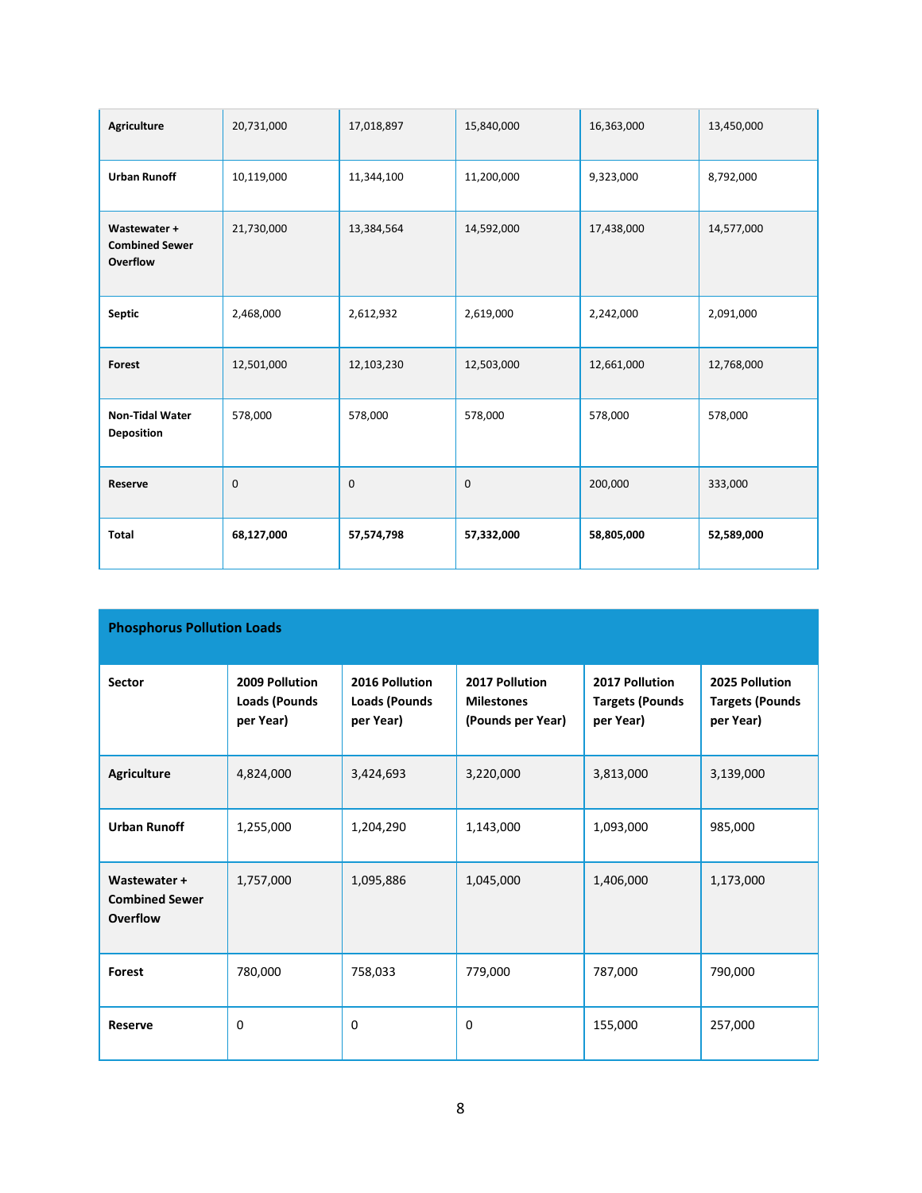| | | | | | |
|---|---|---|---|---|---|
| **Agriculture** | 20,731,000 | 17,018,897 | 15,840,000 | 16,363,000 | 13,450,000 |
| **Urban Runoff** | 10,119,000 | 11,344,100 | 11,200,000 | 9,323,000 | 8,792,000 |
| **Wastewater + Combined Sewer Overflow** | 21,730,000 | 13,384,564 | 14,592,000 | 17,438,000 | 14,577,000 |
| **Septic** | 2,468,000 | 2,612,932 | 2,619,000 | 2,242,000 | 2,091,000 |
| **Forest** | 12,501,000 | 12,103,230 | 12,503,000 | 12,661,000 | 12,768,000 |
| **Non-Tidal Water Deposition** | 578,000 | 578,000 | 578,000 | 578,000 | 578,000 |
| **Reserve** | 0 | 0 | 0 | 200,000 | 333,000 |
| **Total** | **68,127,000** | **57,574,798** | **57,332,000** | **58,805,000** | **52,589,000** |

**Phosphorus Pollution Loads**

| Sector | 2009 Pollution Loads (Pounds per Year) | 2016 Pollution Loads (Pounds per Year) | 2017 Pollution Milestones (Pounds per Year) | 2017 Pollution Targets (Pounds per Year) | 2025 Pollution Targets (Pounds per Year) |
|---|---|---|---|---|---|
| **Agriculture** | 4,824,000 | 3,424,693 | 3,220,000 | 3,813,000 | 3,139,000 |
| **Urban Runoff** | 1,255,000 | 1,204,290 | 1,143,000 | 1,093,000 | 985,000 |
| **Wastewater + Combined Sewer Overflow** | 1,757,000 | 1,095,886 | 1,045,000 | 1,406,000 | 1,173,000 |
| **Forest** | 780,000 | 758,033 | 779,000 | 787,000 | 790,000 |
| **Reserve** | 0 | 0 | 0 | 155,000 | 257,000 |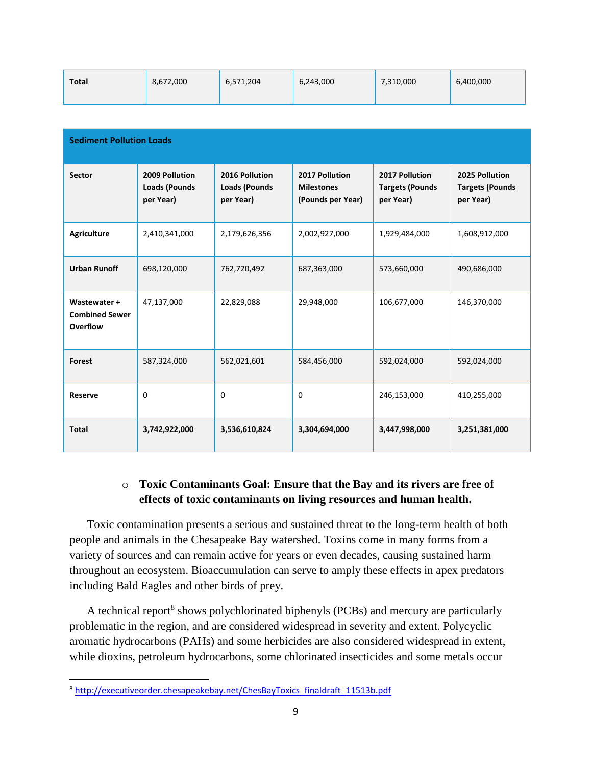| Total | 8,672,000 | 6,571,204 | 6,243,000 | 7,310,000 | 6,400,000 |
|---|---|---|---|---|---|

| Sediment Pollution Loads | | | | | |
|---|---|---|---|---|---|
| **Sector** | **2009 Pollution Loads (Pounds per Year)** | **2016 Pollution Loads (Pounds per Year)** | **2017 Pollution Milestones (Pounds per Year)** | **2017 Pollution Targets (Pounds per Year)** | **2025 Pollution Targets (Pounds per Year)** |
| **Agriculture** | 2,410,341,000 | 2,179,626,356 | 2,002,927,000 | 1,929,484,000 | 1,608,912,000 |
| **Urban Runoff** | 698,120,000 | 762,720,492 | 687,363,000 | 573,660,000 | 490,686,000 |
| **Wastewater + Combined Sewer Overflow** | 47,137,000 | 22,829,088 | 29,948,000 | 106,677,000 | 146,370,000 |
| **Forest** | 587,324,000 | 562,021,601 | 584,456,000 | 592,024,000 | 592,024,000 |
| **Reserve** | 0 | 0 | 0 | 246,153,000 | 410,255,000 |
| **Total** | **3,742,922,000** | **3,536,610,824** | **3,304,694,000** | **3,447,998,000** | **3,251,381,000** |

- **Toxic Contaminants Goal: Ensure that the Bay and its rivers are free of effects of toxic contaminants on living resources and human health.**

Toxic contamination presents a serious and sustained threat to the long-term health of both people and animals in the Chesapeake Bay watershed. Toxins come in many forms from a variety of sources and can remain active for years or even decades, causing sustained harm throughout an ecosystem. Bioaccumulation can serve to amply these effects in apex predators including Bald Eagles and other birds of prey.

A technical report[8] shows polychlorinated biphenyls (PCBs) and mercury are particularly problematic in the region, and are considered widespread in severity and extent. Polycyclic aromatic hydrocarbons (PAHs) and some herbicides are also considered widespread in extent, while dioxins, petroleum hydrocarbons, some chlorinated insecticides and some metals occur

[8] http://executiveorder.chesapeakebay.net/ChesBayToxics_finaldraft_11513b.pdf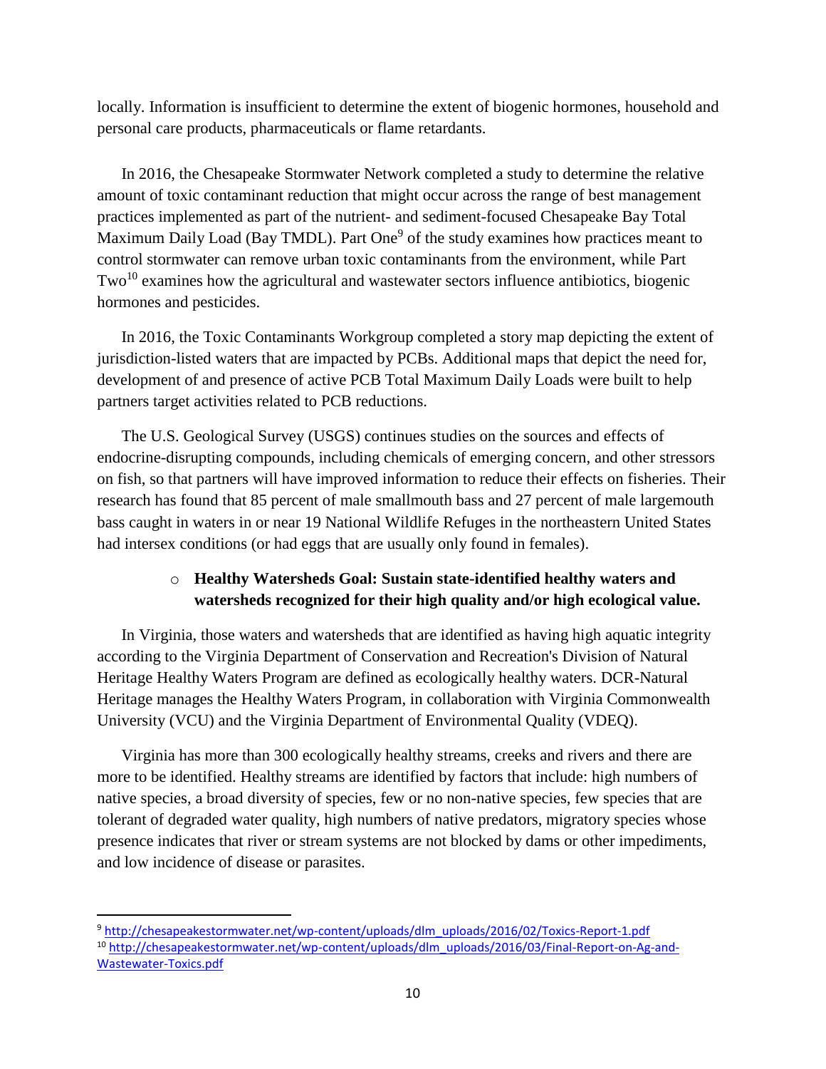locally. Information is insufficient to determine the extent of biogenic hormones, household and personal care products, pharmaceuticals or flame retardants.

In 2016, the Chesapeake Stormwater Network completed a study to determine the relative amount of toxic contaminant reduction that might occur across the range of best management practices implemented as part of the nutrient- and sediment-focused Chesapeake Bay Total Maximum Daily Load (Bay TMDL). Part One[9] of the study examines how practices meant to control stormwater can remove urban toxic contaminants from the environment, while Part Two[10] examines how the agricultural and wastewater sectors influence antibiotics, biogenic hormones and pesticides.

In 2016, the Toxic Contaminants Workgroup completed a story map depicting the extent of jurisdiction-listed waters that are impacted by PCBs. Additional maps that depict the need for, development of and presence of active PCB Total Maximum Daily Loads were built to help partners target activities related to PCB reductions.

The U.S. Geological Survey (USGS) continues studies on the sources and effects of endocrine-disrupting compounds, including chemicals of emerging concern, and other stressors on fish, so that partners will have improved information to reduce their effects on fisheries. Their research has found that 85 percent of male smallmouth bass and 27 percent of male largemouth bass caught in waters in or near 19 National Wildlife Refuges in the northeastern United States had intersex conditions (or had eggs that are usually only found in females).

- **Healthy Watersheds Goal: Sustain state-identified healthy waters and watersheds recognized for their high quality and/or high ecological value.**

In Virginia, those waters and watersheds that are identified as having high aquatic integrity according to the Virginia Department of Conservation and Recreation's Division of Natural Heritage Healthy Waters Program are defined as ecologically healthy waters. DCR-Natural Heritage manages the Healthy Waters Program, in collaboration with Virginia Commonwealth University (VCU) and the Virginia Department of Environmental Quality (VDEQ).

Virginia has more than 300 ecologically healthy streams, creeks and rivers and there are more to be identified. Healthy streams are identified by factors that include: high numbers of native species, a broad diversity of species, few or no non-native species, few species that are tolerant of degraded water quality, high numbers of native predators, migratory species whose presence indicates that river or stream systems are not blocked by dams or other impediments, and low incidence of disease or parasites.

---

[9] http://chesapeakestormwater.net/wp-content/uploads/dlm_uploads/2016/02/Toxics-Report-1.pdf

[10] http://chesapeakestormwater.net/wp-content/uploads/dlm_uploads/2016/03/Final-Report-on-Ag-and-Wastewater-Toxics.pdf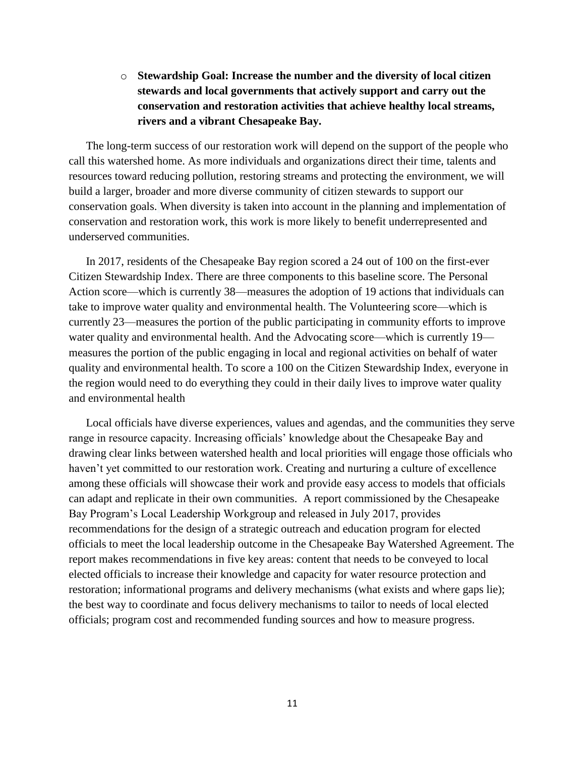- **Stewardship Goal: Increase the number and the diversity of local citizen stewards and local governments that actively support and carry out the conservation and restoration activities that achieve healthy local streams, rivers and a vibrant Chesapeake Bay.**

The long-term success of our restoration work will depend on the support of the people who call this watershed home. As more individuals and organizations direct their time, talents and resources toward reducing pollution, restoring streams and protecting the environment, we will build a larger, broader and more diverse community of citizen stewards to support our conservation goals. When diversity is taken into account in the planning and implementation of conservation and restoration work, this work is more likely to benefit underrepresented and underserved communities.

In 2017, residents of the Chesapeake Bay region scored a 24 out of 100 on the first-ever Citizen Stewardship Index. There are three components to this baseline score. The Personal Action score—which is currently 38—measures the adoption of 19 actions that individuals can take to improve water quality and environmental health. The Volunteering score—which is currently 23—measures the portion of the public participating in community efforts to improve water quality and environmental health. And the Advocating score—which is currently 19—measures the portion of the public engaging in local and regional activities on behalf of water quality and environmental health. To score a 100 on the Citizen Stewardship Index, everyone in the region would need to do everything they could in their daily lives to improve water quality and environmental health

Local officials have diverse experiences, values and agendas, and the communities they serve range in resource capacity. Increasing officials' knowledge about the Chesapeake Bay and drawing clear links between watershed health and local priorities will engage those officials who haven't yet committed to our restoration work. Creating and nurturing a culture of excellence among these officials will showcase their work and provide easy access to models that officials can adapt and replicate in their own communities. A report commissioned by the Chesapeake Bay Program's Local Leadership Workgroup and released in July 2017, provides recommendations for the design of a strategic outreach and education program for elected officials to meet the local leadership outcome in the Chesapeake Bay Watershed Agreement. The report makes recommendations in five key areas: content that needs to be conveyed to local elected officials to increase their knowledge and capacity for water resource protection and restoration; informational programs and delivery mechanisms (what exists and where gaps lie); the best way to coordinate and focus delivery mechanisms to tailor to needs of local elected officials; program cost and recommended funding sources and how to measure progress.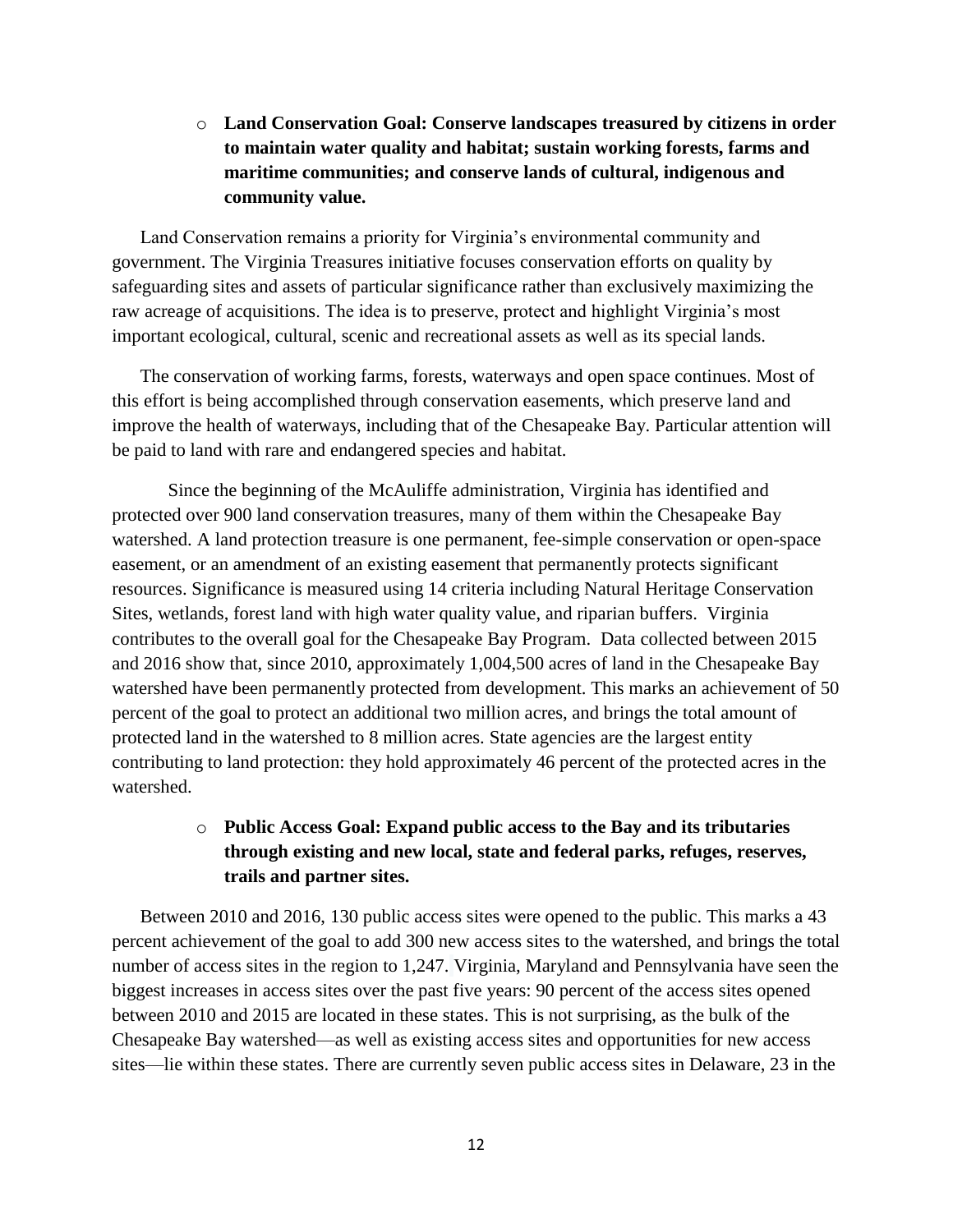- **Land Conservation Goal: Conserve landscapes treasured by citizens in order to maintain water quality and habitat; sustain working forests, farms and maritime communities; and conserve lands of cultural, indigenous and community value.**

Land Conservation remains a priority for Virginia's environmental community and government. The Virginia Treasures initiative focuses conservation efforts on quality by safeguarding sites and assets of particular significance rather than exclusively maximizing the raw acreage of acquisitions. The idea is to preserve, protect and highlight Virginia's most important ecological, cultural, scenic and recreational assets as well as its special lands.

The conservation of working farms, forests, waterways and open space continues. Most of this effort is being accomplished through conservation easements, which preserve land and improve the health of waterways, including that of the Chesapeake Bay. Particular attention will be paid to land with rare and endangered species and habitat.

Since the beginning of the McAuliffe administration, Virginia has identified and protected over 900 land conservation treasures, many of them within the Chesapeake Bay watershed. A land protection treasure is one permanent, fee-simple conservation or open-space easement, or an amendment of an existing easement that permanently protects significant resources. Significance is measured using 14 criteria including Natural Heritage Conservation Sites, wetlands, forest land with high water quality value, and riparian buffers. Virginia contributes to the overall goal for the Chesapeake Bay Program. Data collected between 2015 and 2016 show that, since 2010, approximately 1,004,500 acres of land in the Chesapeake Bay watershed have been permanently protected from development. This marks an achievement of 50 percent of the goal to protect an additional two million acres, and brings the total amount of protected land in the watershed to 8 million acres. State agencies are the largest entity contributing to land protection: they hold approximately 46 percent of the protected acres in the watershed.

- **Public Access Goal: Expand public access to the Bay and its tributaries through existing and new local, state and federal parks, refuges, reserves, trails and partner sites.**

Between 2010 and 2016, 130 public access sites were opened to the public. This marks a 43 percent achievement of the goal to add 300 new access sites to the watershed, and brings the total number of access sites in the region to 1,247. Virginia, Maryland and Pennsylvania have seen the biggest increases in access sites over the past five years: 90 percent of the access sites opened between 2010 and 2015 are located in these states. This is not surprising, as the bulk of the Chesapeake Bay watershed—as well as existing access sites and opportunities for new access sites—lie within these states. There are currently seven public access sites in Delaware, 23 in the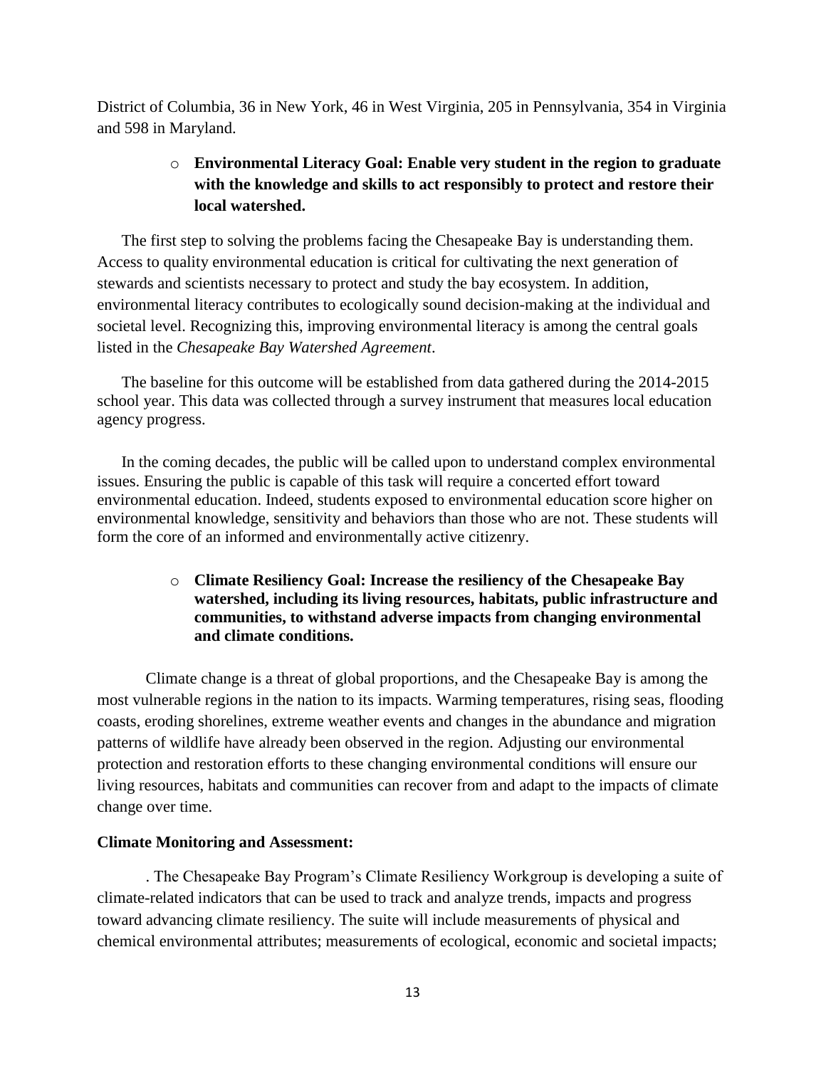District of Columbia, 36 in New York, 46 in West Virginia, 205 in Pennsylvania, 354 in Virginia and 598 in Maryland.

- **Environmental Literacy Goal: Enable very student in the region to graduate with the knowledge and skills to act responsibly to protect and restore their local watershed.**

The first step to solving the problems facing the Chesapeake Bay is understanding them. Access to quality environmental education is critical for cultivating the next generation of stewards and scientists necessary to protect and study the bay ecosystem. In addition, environmental literacy contributes to ecologically sound decision-making at the individual and societal level. Recognizing this, improving environmental literacy is among the central goals listed in the *Chesapeake Bay Watershed Agreement*.

The baseline for this outcome will be established from data gathered during the 2014-2015 school year. This data was collected through a survey instrument that measures local education agency progress.

In the coming decades, the public will be called upon to understand complex environmental issues. Ensuring the public is capable of this task will require a concerted effort toward environmental education. Indeed, students exposed to environmental education score higher on environmental knowledge, sensitivity and behaviors than those who are not. These students will form the core of an informed and environmentally active citizenry.

- **Climate Resiliency Goal: Increase the resiliency of the Chesapeake Bay watershed, including its living resources, habitats, public infrastructure and communities, to withstand adverse impacts from changing environmental and climate conditions.**

Climate change is a threat of global proportions, and the Chesapeake Bay is among the most vulnerable regions in the nation to its impacts. Warming temperatures, rising seas, flooding coasts, eroding shorelines, extreme weather events and changes in the abundance and migration patterns of wildlife have already been observed in the region. Adjusting our environmental protection and restoration efforts to these changing environmental conditions will ensure our living resources, habitats and communities can recover from and adapt to the impacts of climate change over time.

**Climate Monitoring and Assessment:**

. The Chesapeake Bay Program's Climate Resiliency Workgroup is developing a suite of climate-related indicators that can be used to track and analyze trends, impacts and progress toward advancing climate resiliency. The suite will include measurements of physical and chemical environmental attributes; measurements of ecological, economic and societal impacts;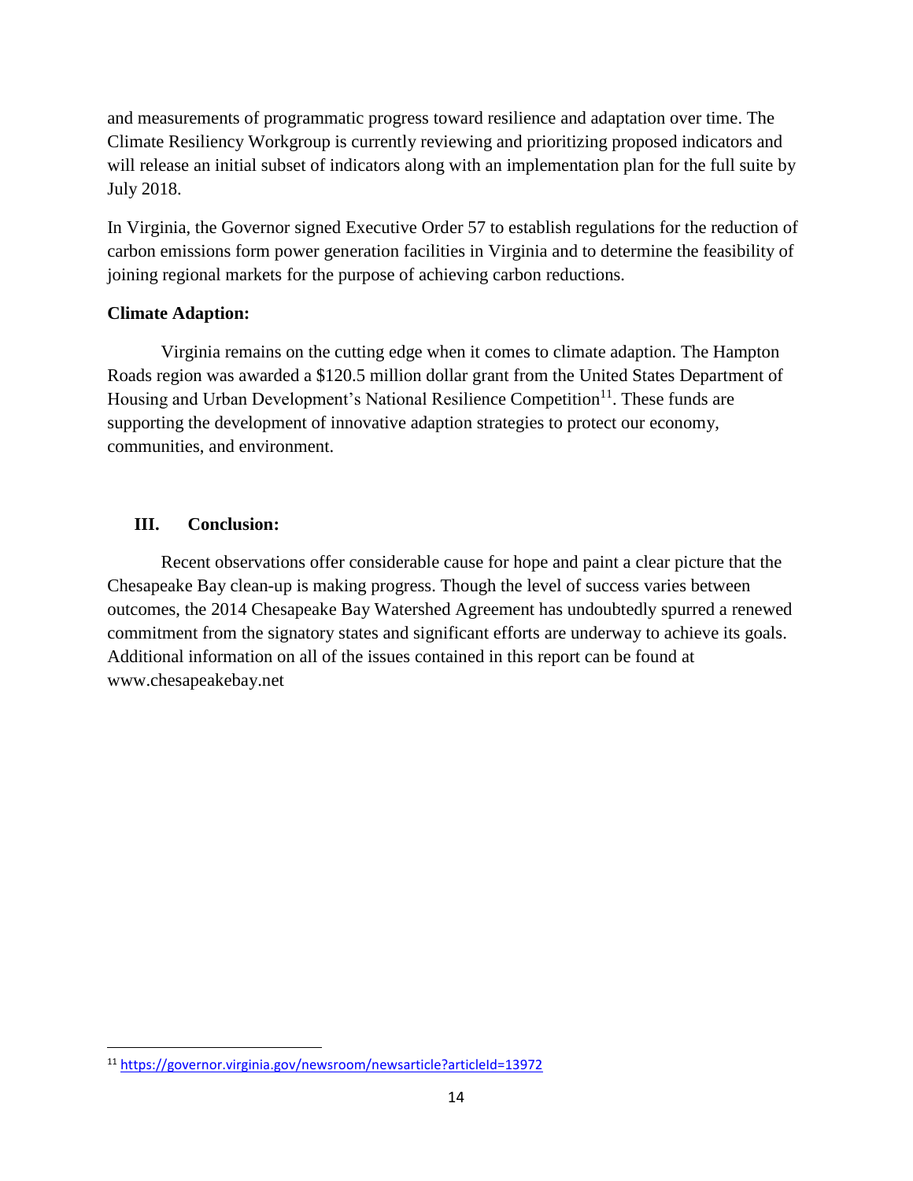and measurements of programmatic progress toward resilience and adaptation over time. The Climate Resiliency Workgroup is currently reviewing and prioritizing proposed indicators and will release an initial subset of indicators along with an implementation plan for the full suite by July 2018.

In Virginia, the Governor signed Executive Order 57 to establish regulations for the reduction of carbon emissions form power generation facilities in Virginia and to determine the feasibility of joining regional markets for the purpose of achieving carbon reductions.

**Climate Adaption:**

Virginia remains on the cutting edge when it comes to climate adaption. The Hampton Roads region was awarded a $120.5 million dollar grant from the United States Department of Housing and Urban Development's National Resilience Competition[11]. These funds are supporting the development of innovative adaption strategies to protect our economy, communities, and environment.

## III. Conclusion:

Recent observations offer considerable cause for hope and paint a clear picture that the Chesapeake Bay clean-up is making progress. Though the level of success varies between outcomes, the 2014 Chesapeake Bay Watershed Agreement has undoubtedly spurred a renewed commitment from the signatory states and significant efforts are underway to achieve its goals. Additional information on all of the issues contained in this report can be found at www.chesapeakebay.net

[11] https://governor.virginia.gov/newsroom/newsarticle?articleId=13972